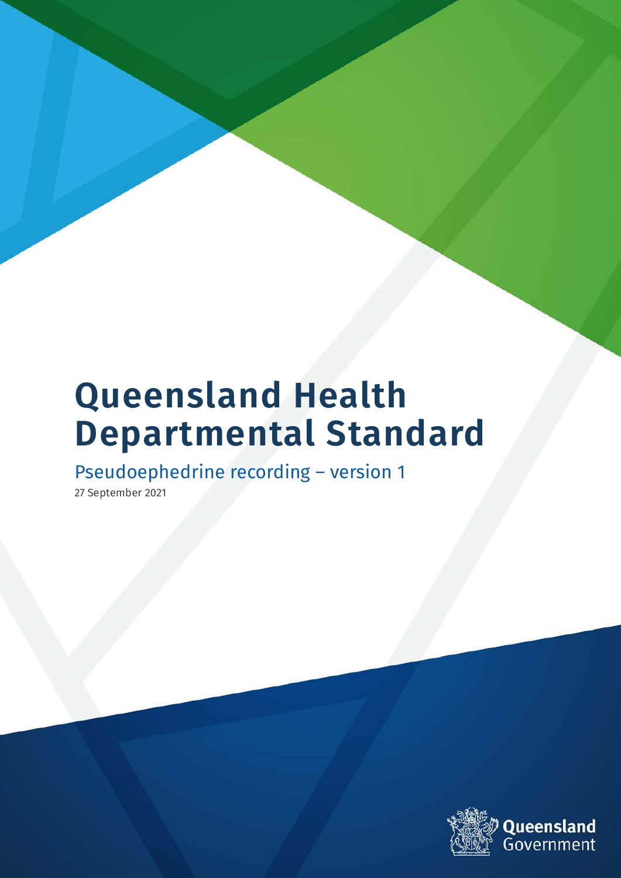# Queensland Health Departmental Standard

## Pseudoephedrine recording – version 1

27 September 2021

Queensland Government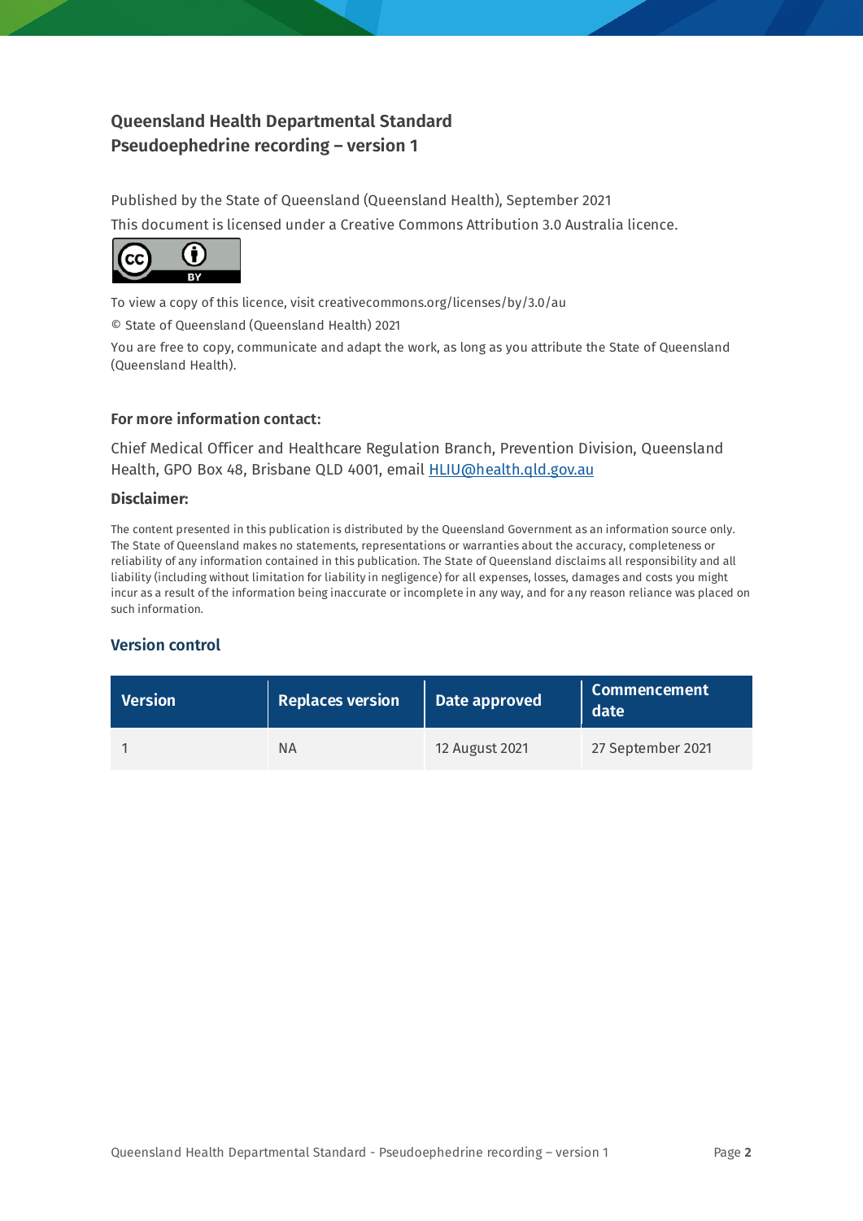**Queensland Health Departmental Standard**
**Pseudoephedrine recording – version 1**

Published by the State of Queensland (Queensland Health), September 2021

This document is licensed under a Creative Commons Attribution 3.0 Australia licence.

To view a copy of this licence, visit creativecommons.org/licenses/by/3.0/au

© State of Queensland (Queensland Health) 2021

You are free to copy, communicate and adapt the work, as long as you attribute the State of Queensland (Queensland Health).

**For more information contact:**

Chief Medical Officer and Healthcare Regulation Branch, Prevention Division, Queensland Health, GPO Box 48, Brisbane QLD 4001, email [HLIU@health.qld.gov.au](mailto:HLIU@health.qld.gov.au)

**Disclaimer:**

The content presented in this publication is distributed by the Queensland Government as an information source only. The State of Queensland makes no statements, representations or warranties about the accuracy, completeness or reliability of any information contained in this publication. The State of Queensland disclaims all responsibility and all liability (including without limitation for liability in negligence) for all expenses, losses, damages and costs you might incur as a result of the information being inaccurate or incomplete in any way, and for any reason reliance was placed on such information.

## Version control

| Version | Replaces version | Date approved | Commencement date |
|---|---|---|---|
| 1 | NA | 12 August 2021 | 27 September 2021 |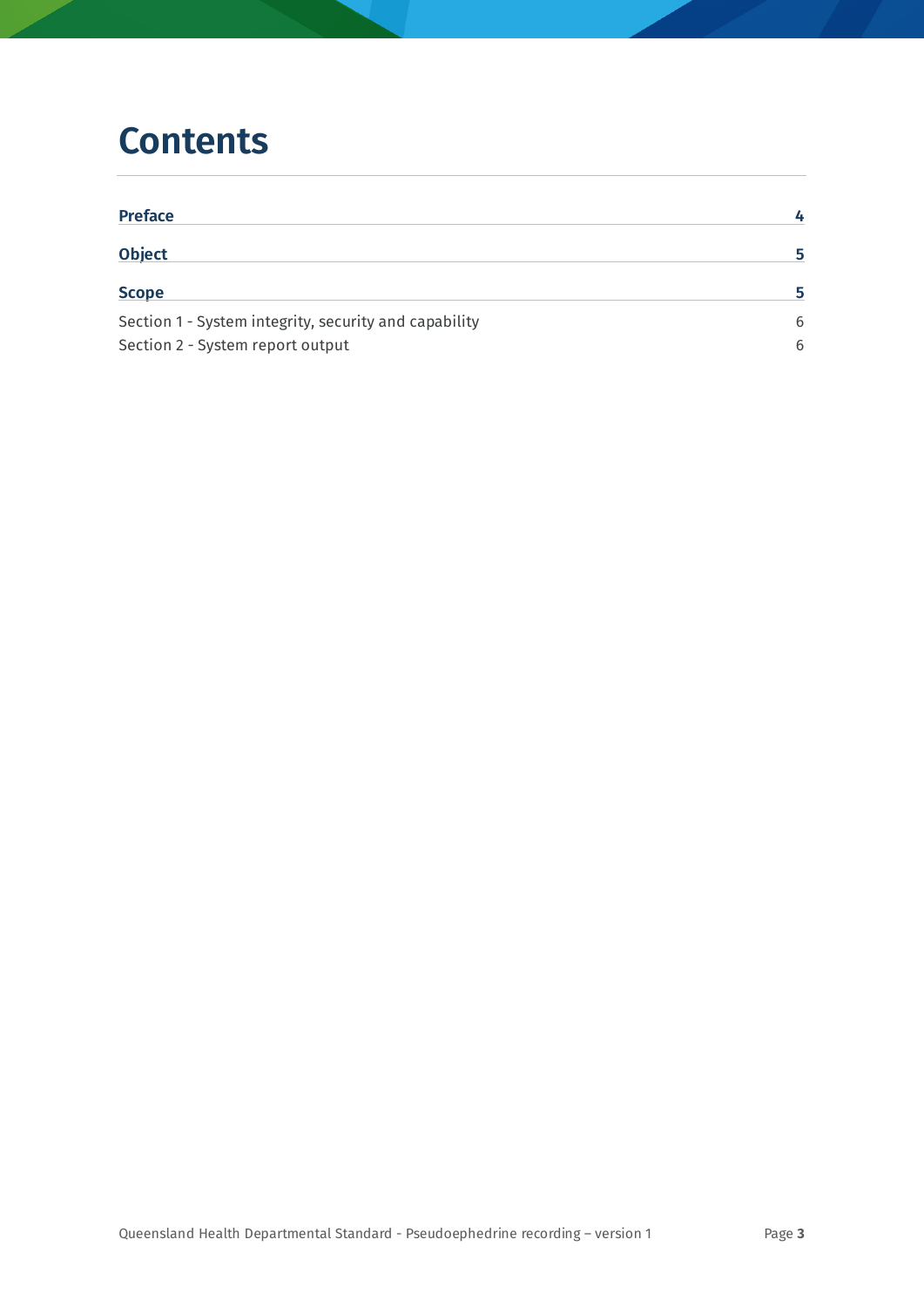# Contents

| | |
|---|---|
| **Preface** | **4** |
| **Object** | **5** |
| **Scope** | **5** |
| Section 1 - System integrity, security and capability | 6 |
| Section 2 - System report output | 6 |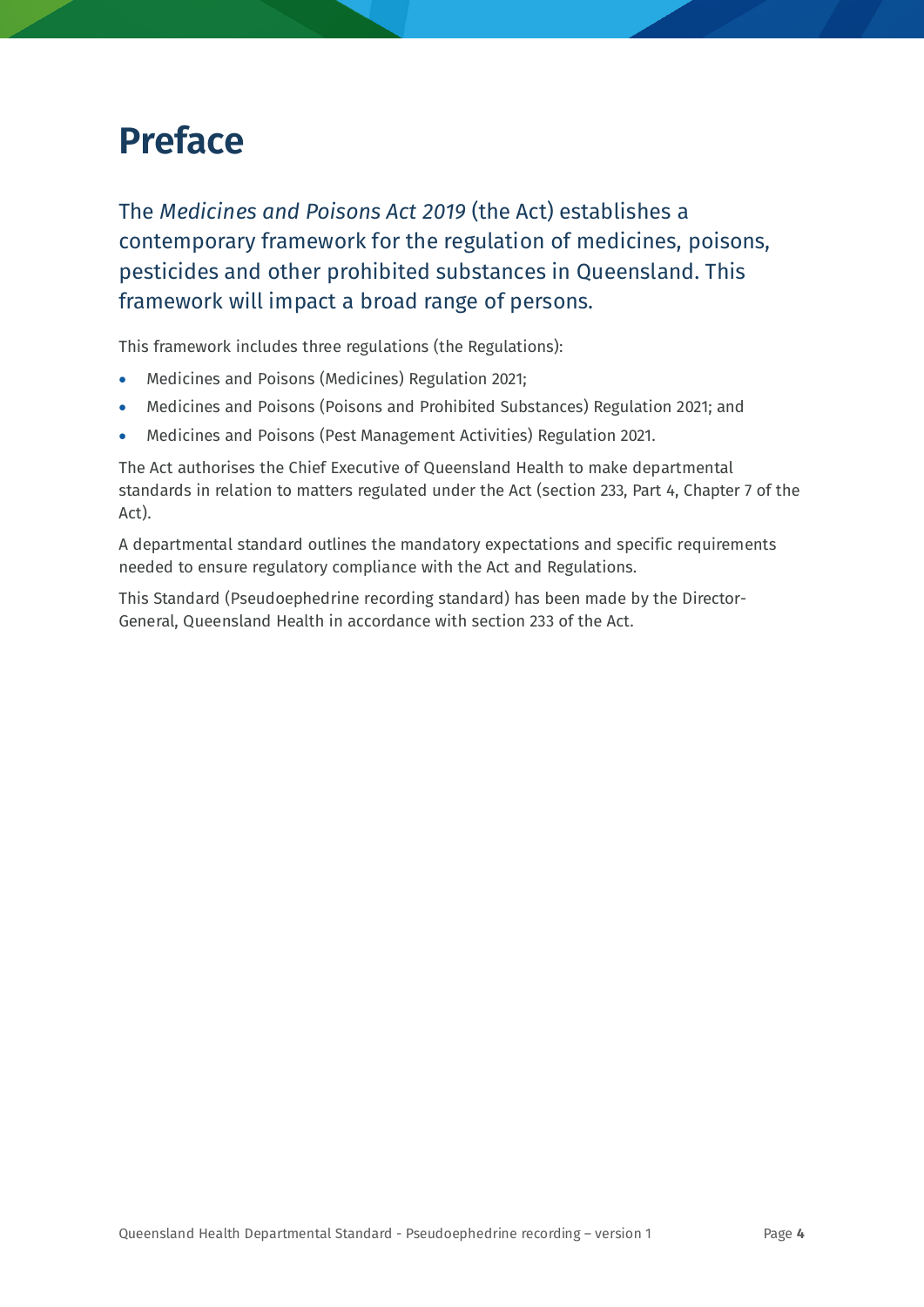# Preface

The *Medicines and Poisons Act 2019* (the Act) establishes a contemporary framework for the regulation of medicines, poisons, pesticides and other prohibited substances in Queensland. This framework will impact a broad range of persons.

This framework includes three regulations (the Regulations):

- Medicines and Poisons (Medicines) Regulation 2021;
- Medicines and Poisons (Poisons and Prohibited Substances) Regulation 2021; and
- Medicines and Poisons (Pest Management Activities) Regulation 2021.

The Act authorises the Chief Executive of Queensland Health to make departmental standards in relation to matters regulated under the Act (section 233, Part 4, Chapter 7 of the Act).

A departmental standard outlines the mandatory expectations and specific requirements needed to ensure regulatory compliance with the Act and Regulations.

This Standard (Pseudoephedrine recording standard) has been made by the Director-General, Queensland Health in accordance with section 233 of the Act.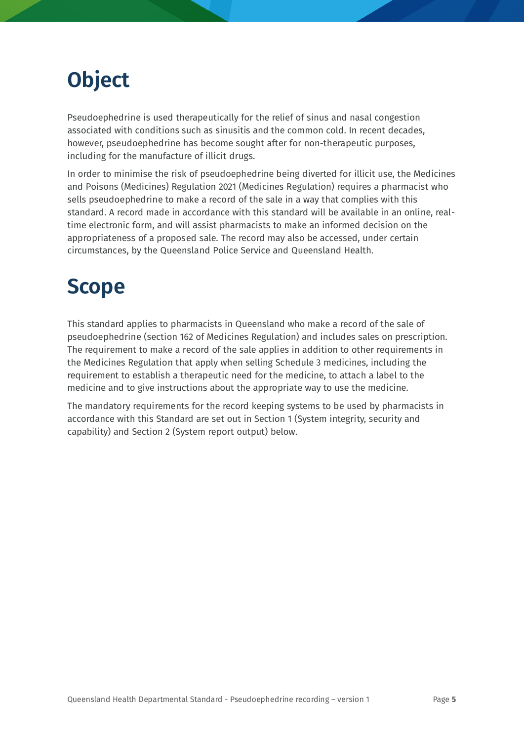# Object

Pseudoephedrine is used therapeutically for the relief of sinus and nasal congestion associated with conditions such as sinusitis and the common cold. In recent decades, however, pseudoephedrine has become sought after for non-therapeutic purposes, including for the manufacture of illicit drugs.

In order to minimise the risk of pseudoephedrine being diverted for illicit use, the Medicines and Poisons (Medicines) Regulation 2021 (Medicines Regulation) requires a pharmacist who sells pseudoephedrine to make a record of the sale in a way that complies with this standard. A record made in accordance with this standard will be available in an online, real-time electronic form, and will assist pharmacists to make an informed decision on the appropriateness of a proposed sale. The record may also be accessed, under certain circumstances, by the Queensland Police Service and Queensland Health.

# Scope

This standard applies to pharmacists in Queensland who make a record of the sale of pseudoephedrine (section 162 of Medicines Regulation) and includes sales on prescription. The requirement to make a record of the sale applies in addition to other requirements in the Medicines Regulation that apply when selling Schedule 3 medicines, including the requirement to establish a therapeutic need for the medicine, to attach a label to the medicine and to give instructions about the appropriate way to use the medicine.

The mandatory requirements for the record keeping systems to be used by pharmacists in accordance with this Standard are set out in Section 1 (System integrity, security and capability) and Section 2 (System report output) below.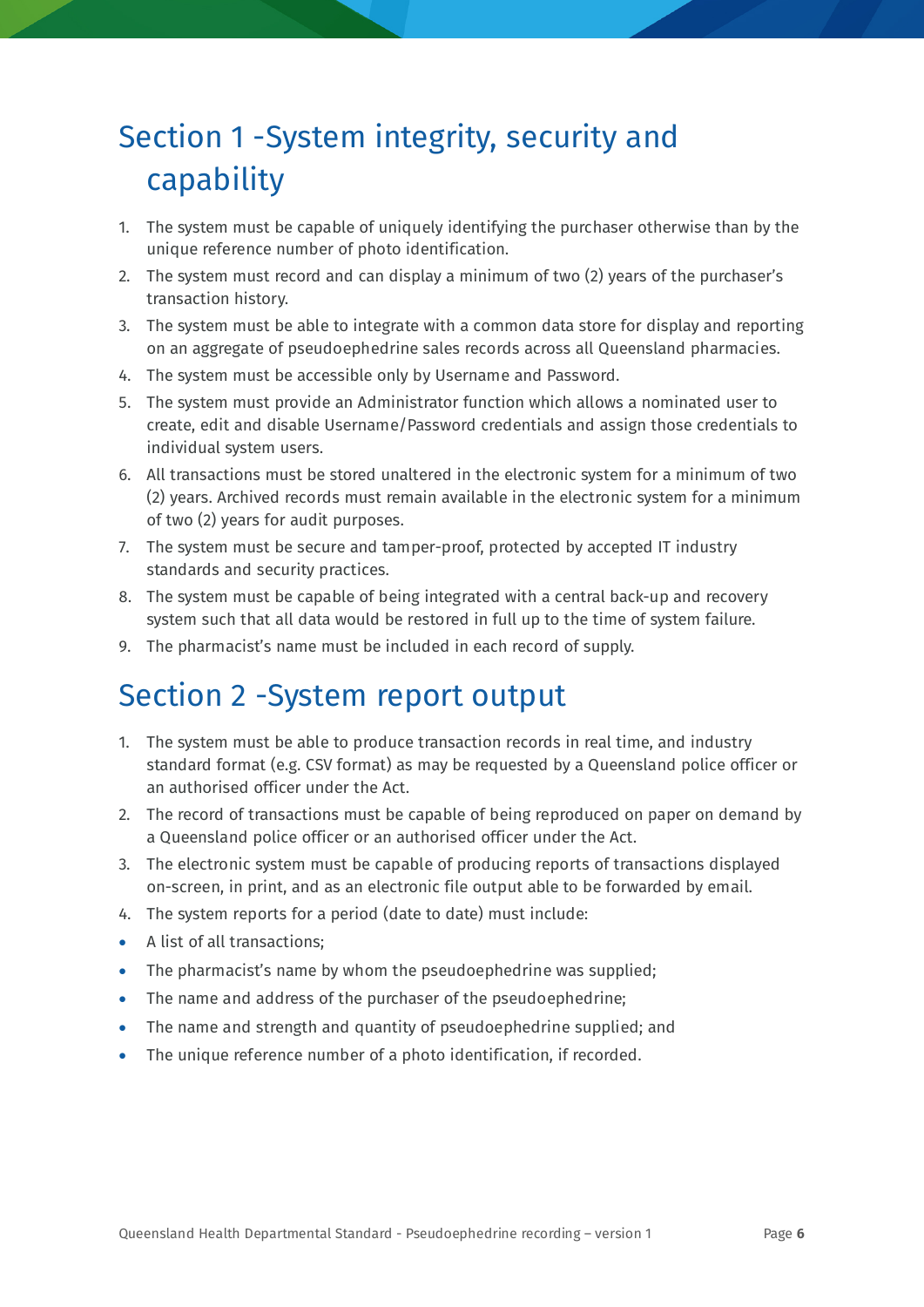# Section 1 -System integrity, security and capability

1. The system must be capable of uniquely identifying the purchaser otherwise than by the unique reference number of photo identification.
2. The system must record and can display a minimum of two (2) years of the purchaser's transaction history.
3. The system must be able to integrate with a common data store for display and reporting on an aggregate of pseudoephedrine sales records across all Queensland pharmacies.
4. The system must be accessible only by Username and Password.
5. The system must provide an Administrator function which allows a nominated user to create, edit and disable Username/Password credentials and assign those credentials to individual system users.
6. All transactions must be stored unaltered in the electronic system for a minimum of two (2) years. Archived records must remain available in the electronic system for a minimum of two (2) years for audit purposes.
7. The system must be secure and tamper-proof, protected by accepted IT industry standards and security practices.
8. The system must be capable of being integrated with a central back-up and recovery system such that all data would be restored in full up to the time of system failure.
9. The pharmacist's name must be included in each record of supply.

# Section 2 -System report output

1. The system must be able to produce transaction records in real time, and industry standard format (e.g. CSV format) as may be requested by a Queensland police officer or an authorised officer under the Act.
2. The record of transactions must be capable of being reproduced on paper on demand by a Queensland police officer or an authorised officer under the Act.
3. The electronic system must be capable of producing reports of transactions displayed on-screen, in print, and as an electronic file output able to be forwarded by email.
4. The system reports for a period (date to date) must include:

- A list of all transactions;
- The pharmacist's name by whom the pseudoephedrine was supplied;
- The name and address of the purchaser of the pseudoephedrine;
- The name and strength and quantity of pseudoephedrine supplied; and
- The unique reference number of a photo identification, if recorded.